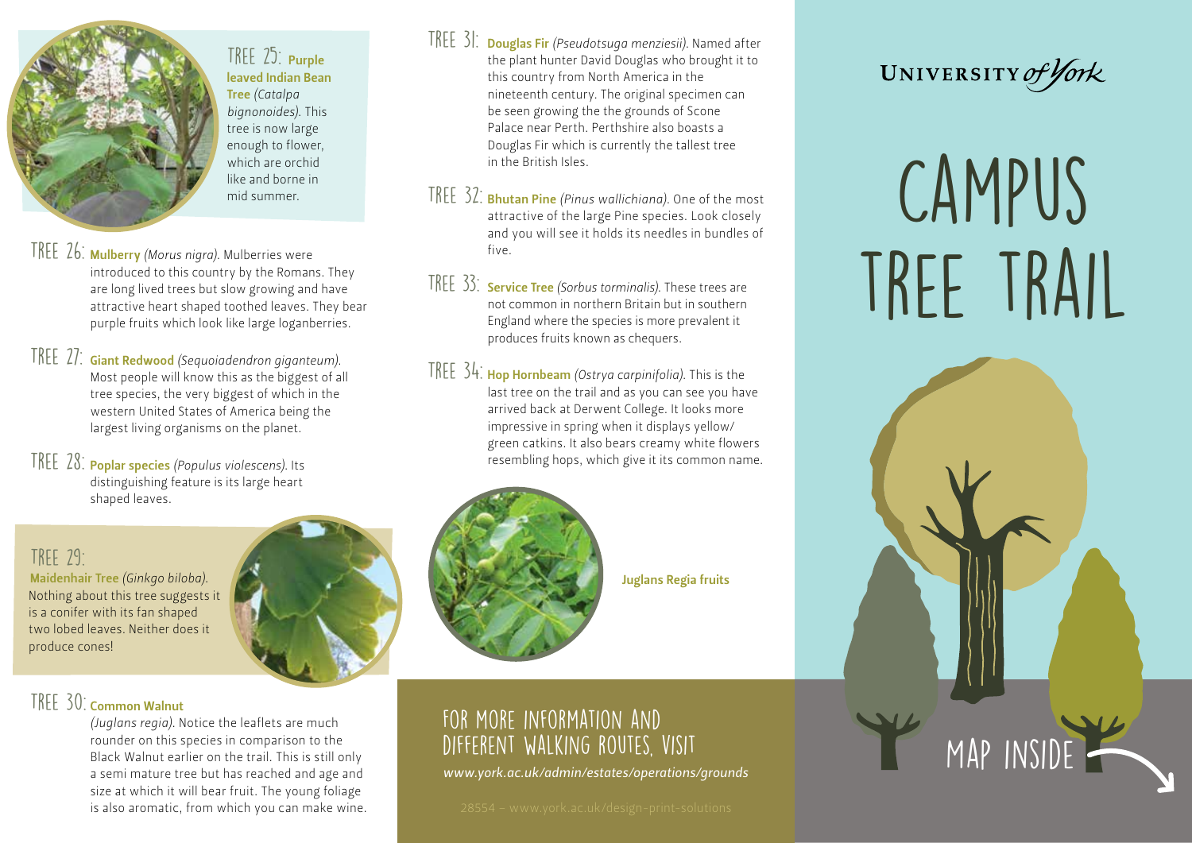## TREE 25: Purple leaved Indian Bean Tree *(Catalpa bignonoides)*.

This tree is now large enough to flower, which are orchid like and borne in mid summer.

## TREE 26: Mulberry *(Morus nigra)*.

Mulberries were introduced to this country by the Romans. They are long lived trees but slow growing and have attractive heart shaped toothed leaves. They bear purple fruits which look like large loganberries.

## TREE 27: Giant Redwood *(Sequoiadendron giganteum)*.

Most people will know this as the biggest of all tree species, the very biggest of which in the western United States of America being the largest living organisms on the planet.

## TREE 28: Poplar species *(Populus violescens)*.

Its distinguishing feature is its large heart shaped leaves.

## TREE 29: Maidenhair Tree *(Ginkgo biloba)*.

Nothing about this tree suggests it is a conifer with its fan shaped two lobed leaves. Neither does it produce cones!

## TREE 30: Common Walnut *(Juglans regia)*.

Notice the leaflets are much rounder on this species in comparison to the Black Walnut earlier on the trail. This is still only a semi mature tree but has reached and age and size at which it will bear fruit. The young foliage is also aromatic, from which you can make wine.

## TREE 31: Douglas Fir *(Pseudotsuga menziesii)*.

Named after the plant hunter David Douglas who brought it to this country from North America in the nineteenth century. The original specimen can be seen growing the the grounds of Scone Palace near Perth. Perthshire also boasts a Douglas Fir which is currently the tallest tree in the British Isles.

## TREE 32: Bhutan Pine *(Pinus wallichiana)*.

One of the most attractive of the large Pine species. Look closely and you will see it holds its needles in bundles of five.

## TREE 33: Service Tree *(Sorbus torminalis)*.

These trees are not common in northern Britain but in southern England where the species is more prevalent it produces fruits known as chequers.

## TREE 34: Hop Hornbeam *(Ostrya carpinifolia)*.

This is the last tree on the trail and as you can see you have arrived back at Derwent College. It looks more impressive in spring when it displays yellow/green catkins. It also bears creamy white flowers resembling hops, which give it its common name.

Juglans Regia fruits

## FOR MORE INFORMATION AND DIFFERENT WALKING ROUTES, VISIT

*www.york.ac.uk/admin/estates/operations/grounds*

28554 – www.york.ac.uk/design-print-solutions

UNIVERSITY *of York*

# CAMPUS TREE TRAIL

MAP INSIDE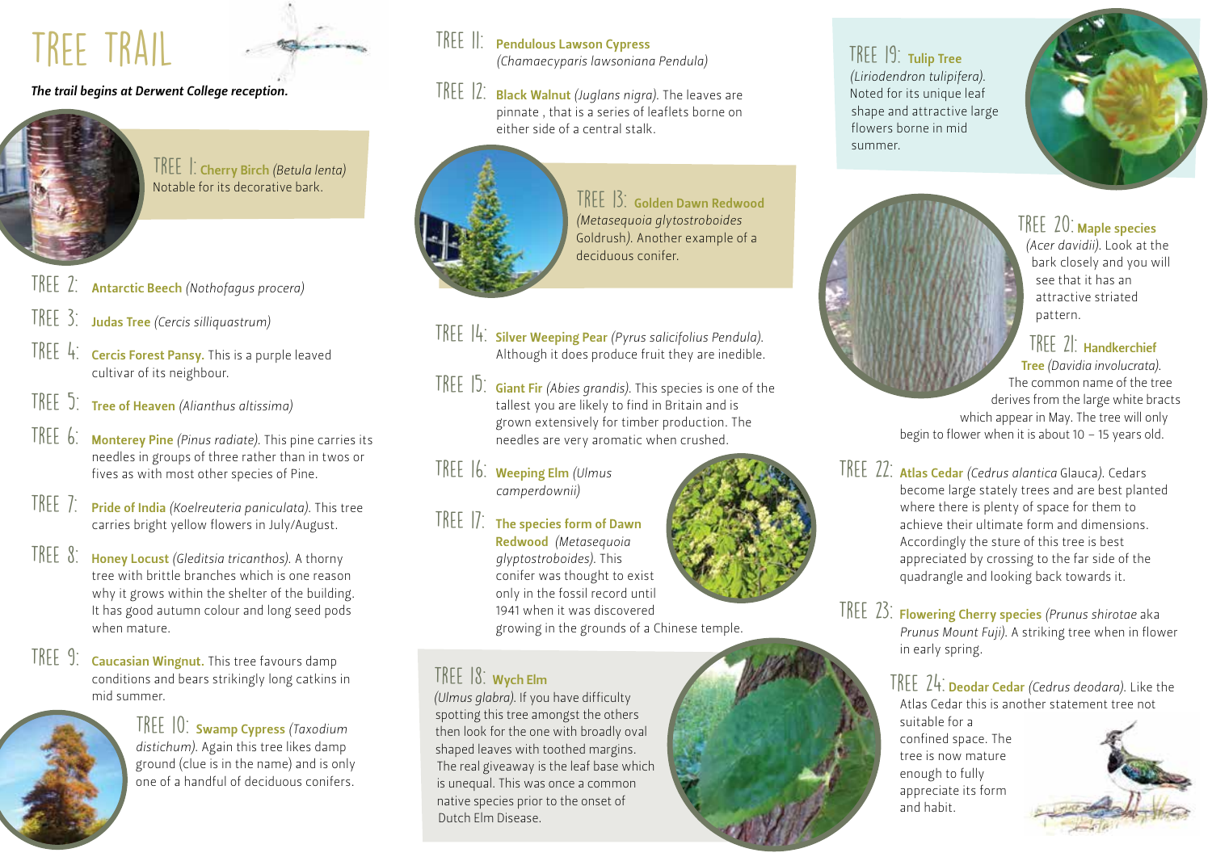# TREE TRAIL

***The trail begins at Derwent College reception.***

TREE 1: **Cherry Birch** *(Betula lenta)*
Notable for its decorative bark.

TREE 2: **Antarctic Beech** *(Nothofagus procera)*

TREE 3: **Judas Tree** *(Cercis silliquastrum)*

TREE 4: **Cercis Forest Pansy.** This is a purple leaved cultivar of its neighbour.

TREE 5: **Tree of Heaven** *(Ailanthus altissima)*

TREE 6: **Monterey Pine** *(Pinus radiate).* This pine carries its needles in groups of three rather than in twos or fives as with most other species of Pine.

TREE 7: **Pride of India** *(Koelreuteria paniculata).* This tree carries bright yellow flowers in July/August.

TREE 8: **Honey Locust** *(Gleditsia tricanthos).* A thorny tree with brittle branches which is one reason why it grows within the shelter of the building. It has good autumn colour and long seed pods when mature.

TREE 9: **Caucasian Wingnut.** This tree favours damp conditions and bears strikingly long catkins in mid summer.

TREE 10: **Swamp Cypress** *(Taxodium distichum).* Again this tree likes damp ground (clue is in the name) and is only one of a handful of deciduous conifers.

TREE 11: **Pendulous Lawson Cypress** *(Chamaecyparis lawsoniana Pendula)*

TREE 12: **Black Walnut** *(Juglans nigra).* The leaves are pinnate , that is a series of leaflets borne on either side of a central stalk.

TREE 13: **Golden Dawn Redwood** *(Metasequoia glytostroboides* Goldrush*).* Another example of a deciduous conifer.

TREE 14: **Silver Weeping Pear** *(Pyrus salicifolius Pendula).* Although it does produce fruit they are inedible.

TREE 15: **Giant Fir** *(Abies grandis).* This species is one of the tallest you are likely to find in Britain and is grown extensively for timber production. The needles are very aromatic when crushed.

TREE 16: **Weeping Elm** *(Ulmus camperdownii)*

TREE 17: **The species form of Dawn Redwood** *(Metasequoia glyptostroboides).* This conifer was thought to exist only in the fossil record until 1941 when it was discovered growing in the grounds of a Chinese temple.

TREE 18: **Wych Elm** *(Ulmus glabra).* If you have difficulty spotting this tree amongst the others then look for the one with broadly oval shaped leaves with toothed margins. The real giveaway is the leaf base which is unequal. This was once a common native species prior to the onset of Dutch Elm Disease.

TREE 19: **Tulip Tree** *(Liriodendron tulipifera).* Noted for its unique leaf shape and attractive large flowers borne in mid summer.

TREE 20: **Maple species** *(Acer davidii).* Look at the bark closely and you will see that it has an attractive striated pattern.

TREE 21: **Handkerchief Tree** *(Davidia involucrata).* The common name of the tree derives from the large white bracts which appear in May. The tree will only begin to flower when it is about 10 – 15 years old.

TREE 22: **Atlas Cedar** *(Cedrus alantica* Glauca*).* Cedars become large stately trees and are best planted where there is plenty of space for them to achieve their ultimate form and dimensions. Accordingly the sture of this tree is best appreciated by crossing to the far side of the quadrangle and looking back towards it.

TREE 23: **Flowering Cherry species** *(Prunus shirotae* aka *Prunus Mount Fuji).* A striking tree when in flower in early spring.

TREE 24: **Deodar Cedar** *(Cedrus deodara).* Like the Atlas Cedar this is another statement tree not suitable for a confined space. The tree is now mature enough to fully appreciate its form and habit.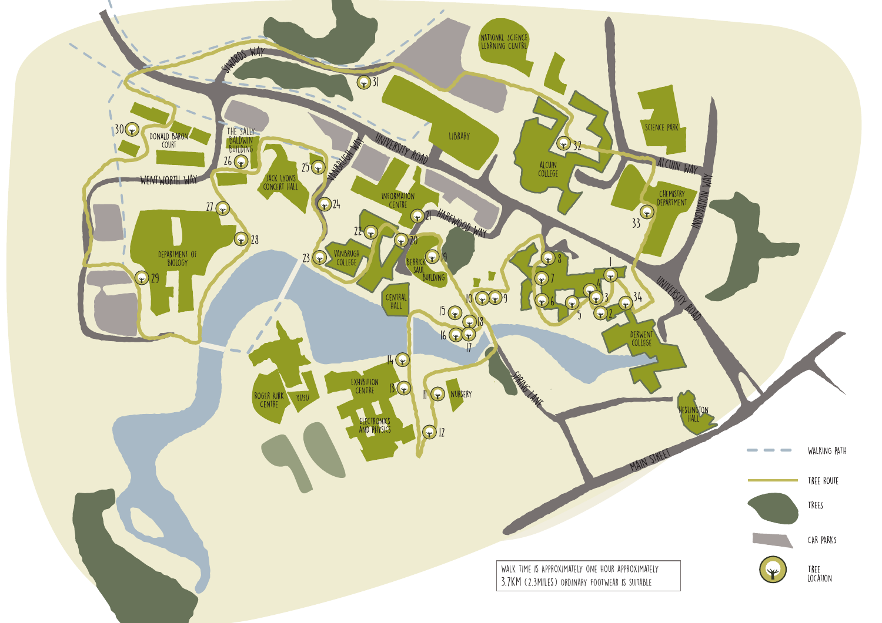NATIONAL SCIENCE LEARNING CENTRE

LIBRARY

ALCUIN COLLEGE

SCIENCE PARK

CHEMISTRY DEPARTMENT

THE SALLY BALDWIN BUILDING

DONALD BARON COURT

JACK LYONS CONCERT HALL

INFORMATION CENTRE

DEPARTMENT OF BIOLOGY

VANBRUGH COLLEGE

BERRICK SAUL BUILDING

CENTRAL HALL

DERWENT COLLEGE

EXHIBITION CENTRE

ROGER KIRK CENTRE

YUSU

ELECTRONICS AND PHYSICS

NURSERY

HESLINGTON HALL

SIWARDS WAY

UNIVERSITY ROAD

VANBRUGH WAY

WENTWORTH WAY

HAREWOOD WAY

ALCUIN WAY

INNOVATION WAY

SPRING LANE

MAIN STREET

1, 2, 3, 4, 5, 6, 7, 8, 9, 10, 11, 12, 13, 14, 15, 16, 17, 18, 19, 20, 21, 22, 23, 24, 25, 26, 27, 28, 29, 30, 31, 32, 33, 34

WALKING PATH

TREE ROUTE

TREES

CAR PARKS

TREE LOCATION

WALK TIME IS APPROXIMATELY ONE HOUR APPROXIMATELY 3.7KM (2.3MILES) ORDINARY FOOTWEAR IS SUITABLE